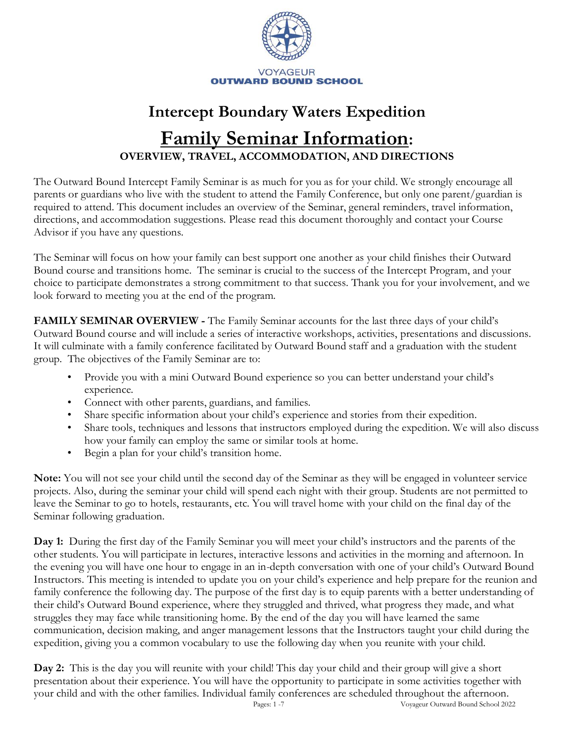VOYAGEUR
**OUTWARD BOUND SCHOOL**

# Intercept Boundary Waters Expedition

# Family Seminar Information:

## OVERVIEW, TRAVEL, ACCOMMODATION, AND DIRECTIONS

The Outward Bound Intercept Family Seminar is as much for you as for your child. We strongly encourage all parents or guardians who live with the student to attend the Family Conference, but only one parent/guardian is required to attend. This document includes an overview of the Seminar, general reminders, travel information, directions, and accommodation suggestions. Please read this document thoroughly and contact your Course Advisor if you have any questions.

The Seminar will focus on how your family can best support one another as your child finishes their Outward Bound course and transitions home. The seminar is crucial to the success of the Intercept Program, and your choice to participate demonstrates a strong commitment to that success. Thank you for your involvement, and we look forward to meeting you at the end of the program.

**FAMILY SEMINAR OVERVIEW -** The Family Seminar accounts for the last three days of your child's Outward Bound course and will include a series of interactive workshops, activities, presentations and discussions. It will culminate with a family conference facilitated by Outward Bound staff and a graduation with the student group. The objectives of the Family Seminar are to:

- Provide you with a mini Outward Bound experience so you can better understand your child's experience.
- Connect with other parents, guardians, and families.
- Share specific information about your child's experience and stories from their expedition.
- Share tools, techniques and lessons that instructors employed during the expedition. We will also discuss how your family can employ the same or similar tools at home.
- Begin a plan for your child's transition home.

**Note:** You will not see your child until the second day of the Seminar as they will be engaged in volunteer service projects. Also, during the seminar your child will spend each night with their group. Students are not permitted to leave the Seminar to go to hotels, restaurants, etc. You will travel home with your child on the final day of the Seminar following graduation.

**Day 1:** During the first day of the Family Seminar you will meet your child's instructors and the parents of the other students. You will participate in lectures, interactive lessons and activities in the morning and afternoon. In the evening you will have one hour to engage in an in-depth conversation with one of your child's Outward Bound Instructors. This meeting is intended to update you on your child's experience and help prepare for the reunion and family conference the following day. The purpose of the first day is to equip parents with a better understanding of their child's Outward Bound experience, where they struggled and thrived, what progress they made, and what struggles they may face while transitioning home. By the end of the day you will have learned the same communication, decision making, and anger management lessons that the Instructors taught your child during the expedition, giving you a common vocabulary to use the following day when you reunite with your child.

**Day 2:** This is the day you will reunite with your child! This day your child and their group will give a short presentation about their experience. You will have the opportunity to participate in some activities together with your child and with the other families. Individual family conferences are scheduled throughout the afternoon.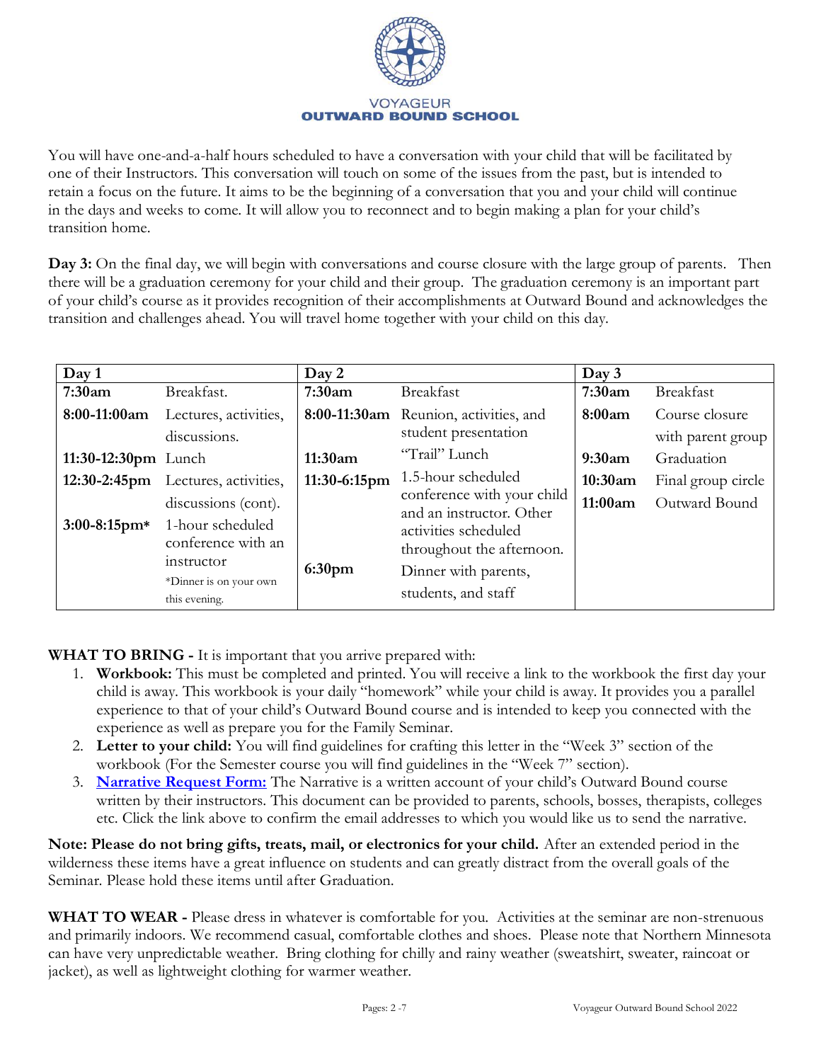VOYAGEUR
OUTWARD BOUND SCHOOL

You will have one-and-a-half hours scheduled to have a conversation with your child that will be facilitated by one of their Instructors. This conversation will touch on some of the issues from the past, but is intended to retain a focus on the future. It aims to be the beginning of a conversation that you and your child will continue in the days and weeks to come. It will allow you to reconnect and to begin making a plan for your child's transition home.

**Day 3:** On the final day, we will begin with conversations and course closure with the large group of parents. Then there will be a graduation ceremony for your child and their group. The graduation ceremony is an important part of your child's course as it provides recognition of their accomplishments at Outward Bound and acknowledges the transition and challenges ahead. You will travel home together with your child on this day.

| **Day 1** | | **Day 2** | | **Day 3** | |
|---|---|---|---|---|---|
| **7:30am** | Breakfast. | **7:30am** | Breakfast | **7:30am** | Breakfast |
| **8:00-11:00am** | Lectures, activities, discussions. | **8:00-11:30am** | Reunion, activities, and student presentation | **8:00am** | Course closure with parent group |
| **11:30-12:30pm** | Lunch | **11:30am** | "Trail" Lunch | **9:30am** | Graduation |
| **12:30-2:45pm** | Lectures, activities, discussions (cont). | **11:30-6:15pm** | 1.5-hour scheduled conference with your child and an instructor. Other activities scheduled throughout the afternoon. | **10:30am** | Final group circle |
| **3:00-8:15pm*** | 1-hour scheduled conference with an instructor *Dinner is on your own this evening. | **6:30pm** | Dinner with parents, students, and staff | **11:00am** | Outward Bound |

**WHAT TO BRING -** It is important that you arrive prepared with:

1. **Workbook:** This must be completed and printed. You will receive a link to the workbook the first day your child is away. This workbook is your daily "homework" while your child is away. It provides you a parallel experience to that of your child's Outward Bound course and is intended to keep you connected with the experience as well as prepare you for the Family Seminar.
2. **Letter to your child:** You will find guidelines for crafting this letter in the "Week 3" section of the workbook (For the Semester course you will find guidelines in the "Week 7" section).
3. **Narrative Request Form:** The Narrative is a written account of your child's Outward Bound course written by their instructors. This document can be provided to parents, schools, bosses, therapists, colleges etc. Click the link above to confirm the email addresses to which you would like us to send the narrative.

**Note: Please do not bring gifts, treats, mail, or electronics for your child.** After an extended period in the wilderness these items have a great influence on students and can greatly distract from the overall goals of the Seminar. Please hold these items until after Graduation.

**WHAT TO WEAR -** Please dress in whatever is comfortable for you. Activities at the seminar are non-strenuous and primarily indoors. We recommend casual, comfortable clothes and shoes. Please note that Northern Minnesota can have very unpredictable weather. Bring clothing for chilly and rainy weather (sweatshirt, sweater, raincoat or jacket), as well as lightweight clothing for warmer weather.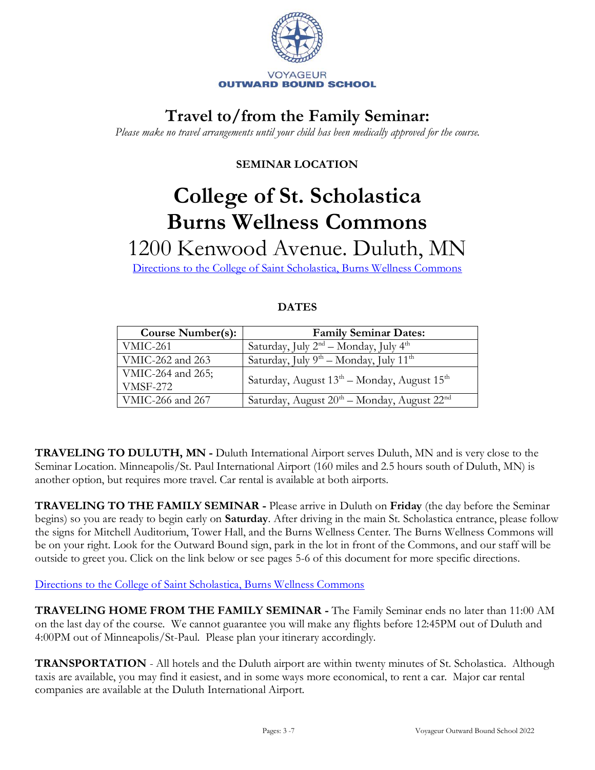VOYAGEUR
OUTWARD BOUND SCHOOL

# Travel to/from the Family Seminar:

*Please make no travel arrangements until your child has been medically approved for the course.*

**SEMINAR LOCATION**

# College of St. Scholastica
# Burns Wellness Commons

## 1200 Kenwood Avenue. Duluth, MN

[Directions to the College of Saint Scholastica, Burns Wellness Commons]

**DATES**

| Course Number(s): | Family Seminar Dates: |
|---|---|
| VMIC-261 | Saturday, July 2nd – Monday, July 4th |
| VMIC-262 and 263 | Saturday, July 9th – Monday, July 11th |
| VMIC-264 and 265; VMSF-272 | Saturday, August 13th – Monday, August 15th |
| VMIC-266 and 267 | Saturday, August 20th – Monday, August 22nd |

**TRAVELING TO DULUTH, MN -** Duluth International Airport serves Duluth, MN and is very close to the Seminar Location. Minneapolis/St. Paul International Airport (160 miles and 2.5 hours south of Duluth, MN) is another option, but requires more travel. Car rental is available at both airports.

**TRAVELING TO THE FAMILY SEMINAR -** Please arrive in Duluth on **Friday** (the day before the Seminar begins) so you are ready to begin early on **Saturday**. After driving in the main St. Scholastica entrance, please follow the signs for Mitchell Auditorium, Tower Hall, and the Burns Wellness Center. The Burns Wellness Commons will be on your right. Look for the Outward Bound sign, park in the lot in front of the Commons, and our staff will be outside to greet you. Click on the link below or see pages 5-6 of this document for more specific directions.

[Directions to the College of Saint Scholastica, Burns Wellness Commons]

**TRAVELING HOME FROM THE FAMILY SEMINAR -** The Family Seminar ends no later than 11:00 AM on the last day of the course. We cannot guarantee you will make any flights before 12:45PM out of Duluth and 4:00PM out of Minneapolis/St-Paul. Please plan your itinerary accordingly.

**TRANSPORTATION** - All hotels and the Duluth airport are within twenty minutes of St. Scholastica. Although taxis are available, you may find it easiest, and in some ways more economical, to rent a car. Major car rental companies are available at the Duluth International Airport.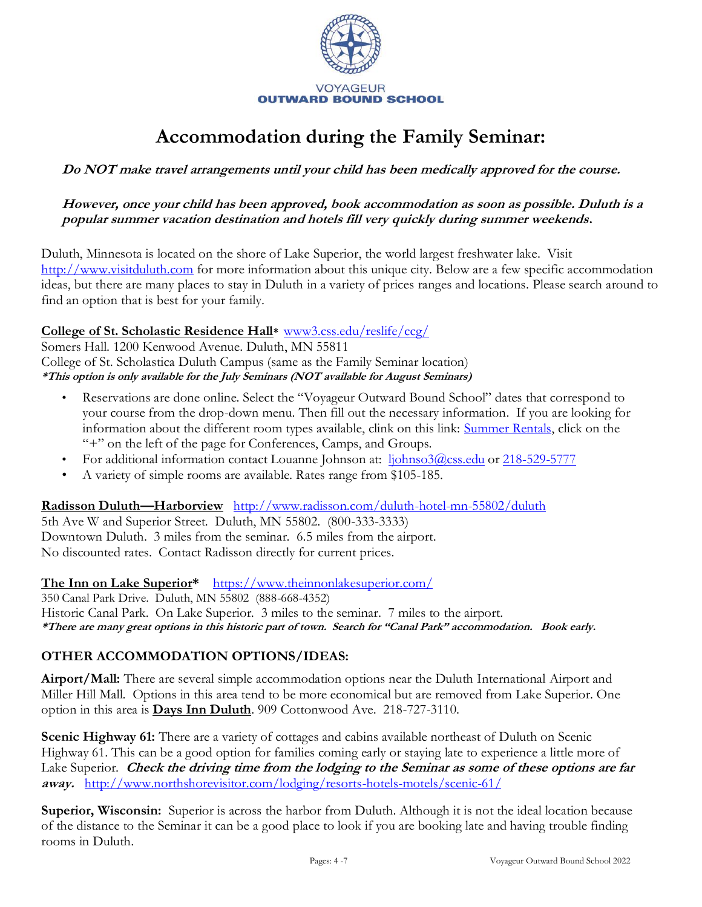VOYAGEUR
**OUTWARD BOUND SCHOOL**

# Accommodation during the Family Seminar:

***Do NOT make travel arrangements until your child has been medically approved for the course.***

***However, once your child has been approved, book accommodation as soon as possible. Duluth is a popular summer vacation destination and hotels fill very quickly during summer weekends.***

Duluth, Minnesota is located on the shore of Lake Superior, the world largest freshwater lake. Visit http://www.visitduluth.com for more information about this unique city. Below are a few specific accommodation ideas, but there are many places to stay in Duluth in a variety of prices ranges and locations. Please search around to find an option that is best for your family.

**College of St. Scholastic Residence Hall*** www3.css.edu/reslife/ccg/
Somers Hall. 1200 Kenwood Avenue. Duluth, MN 55811
College of St. Scholastica Duluth Campus (same as the Family Seminar location)
***\*This option is only available for the July Seminars (NOT available for August Seminars)***

- Reservations are done online. Select the "Voyageur Outward Bound School" dates that correspond to your course from the drop-down menu. Then fill out the necessary information. If you are looking for information about the different room types available, clink on this link: Summer Rentals, click on the "+" on the left of the page for Conferences, Camps, and Groups.
- For additional information contact Louanne Johnson at: ljohnso3@css.edu or 218-529-5777
- A variety of simple rooms are available. Rates range from $105-185.

**Radisson Duluth—Harborview** http://www.radisson.com/duluth-hotel-mn-55802/duluth
5th Ave W and Superior Street. Duluth, MN 55802. (800-333-3333)
Downtown Duluth. 3 miles from the seminar. 6.5 miles from the airport.
No discounted rates. Contact Radisson directly for current prices.

**The Inn on Lake Superior*** https://www.theinnonlakesuperior.com/
350 Canal Park Drive. Duluth, MN 55802 (888-668-4352)
Historic Canal Park. On Lake Superior. 3 miles to the seminar. 7 miles to the airport.
***\*There are many great options in this historic part of town. Search for "Canal Park" accommodation. Book early.***

## OTHER ACCOMMODATION OPTIONS/IDEAS:

**Airport/Mall:** There are several simple accommodation options near the Duluth International Airport and Miller Hill Mall. Options in this area tend to be more economical but are removed from Lake Superior. One option in this area is **Days Inn Duluth**. 909 Cottonwood Ave. 218-727-3110.

**Scenic Highway 61:** There are a variety of cottages and cabins available northeast of Duluth on Scenic Highway 61. This can be a good option for families coming early or staying late to experience a little more of Lake Superior. ***Check the driving time from the lodging to the Seminar as some of these options are far away.*** http://www.northshorevisitor.com/lodging/resorts-hotels-motels/scenic-61/

**Superior, Wisconsin:** Superior is across the harbor from Duluth. Although it is not the ideal location because of the distance to the Seminar it can be a good place to look if you are booking late and having trouble finding rooms in Duluth.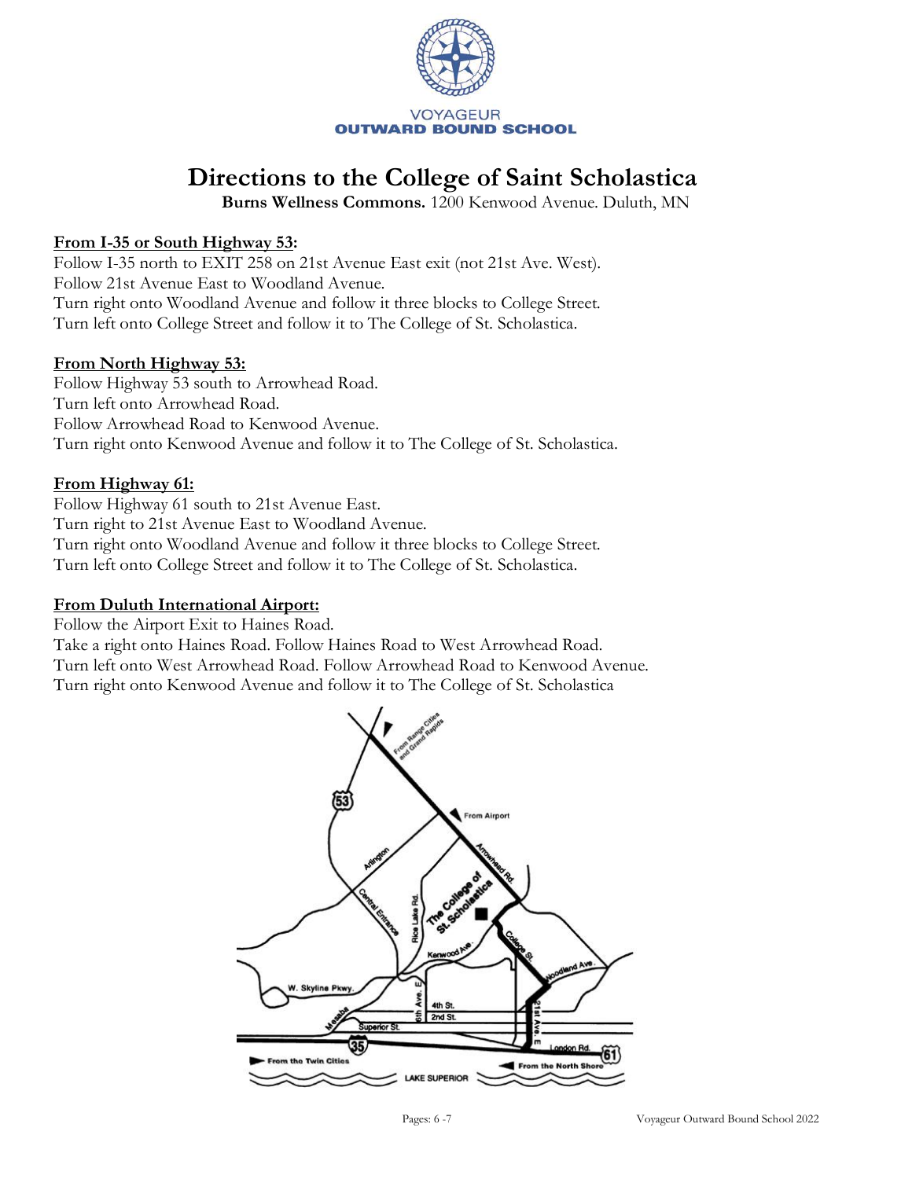VOYAGEUR
OUTWARD BOUND SCHOOL

# Directions to the College of Saint Scholastica

**Burns Wellness Commons.** 1200 Kenwood Avenue. Duluth, MN

### From I-35 or South Highway 53:

Follow I-35 north to EXIT 258 on 21st Avenue East exit (not 21st Ave. West).
Follow 21st Avenue East to Woodland Avenue.
Turn right onto Woodland Avenue and follow it three blocks to College Street.
Turn left onto College Street and follow it to The College of St. Scholastica.

### From North Highway 53:

Follow Highway 53 south to Arrowhead Road.
Turn left onto Arrowhead Road.
Follow Arrowhead Road to Kenwood Avenue.
Turn right onto Kenwood Avenue and follow it to The College of St. Scholastica.

### From Highway 61:

Follow Highway 61 south to 21st Avenue East.
Turn right to 21st Avenue East to Woodland Avenue.
Turn right onto Woodland Avenue and follow it three blocks to College Street.
Turn left onto College Street and follow it to The College of St. Scholastica.

### From Duluth International Airport:

Follow the Airport Exit to Haines Road.
Take a right onto Haines Road. Follow Haines Road to West Arrowhead Road.
Turn left onto West Arrowhead Road. Follow Arrowhead Road to Kenwood Avenue.
Turn right onto Kenwood Avenue and follow it to The College of St. Scholastica

From Range Cities and Grand Rapids
53
From Airport
Arrowhead Rd.
Arlington
Central Entrance
Rice Lake Rd.
The College of St. Scholastica
College St.
Kenwood Ave.
Woodland Ave.
W. Skyline Pkwy.
6th Ave. E
4th St.
2nd St.
21st Ave. E
Mesaba
Superior St.
35
London Rd.
61
From the Twin Cities
From the North Shore
LAKE SUPERIOR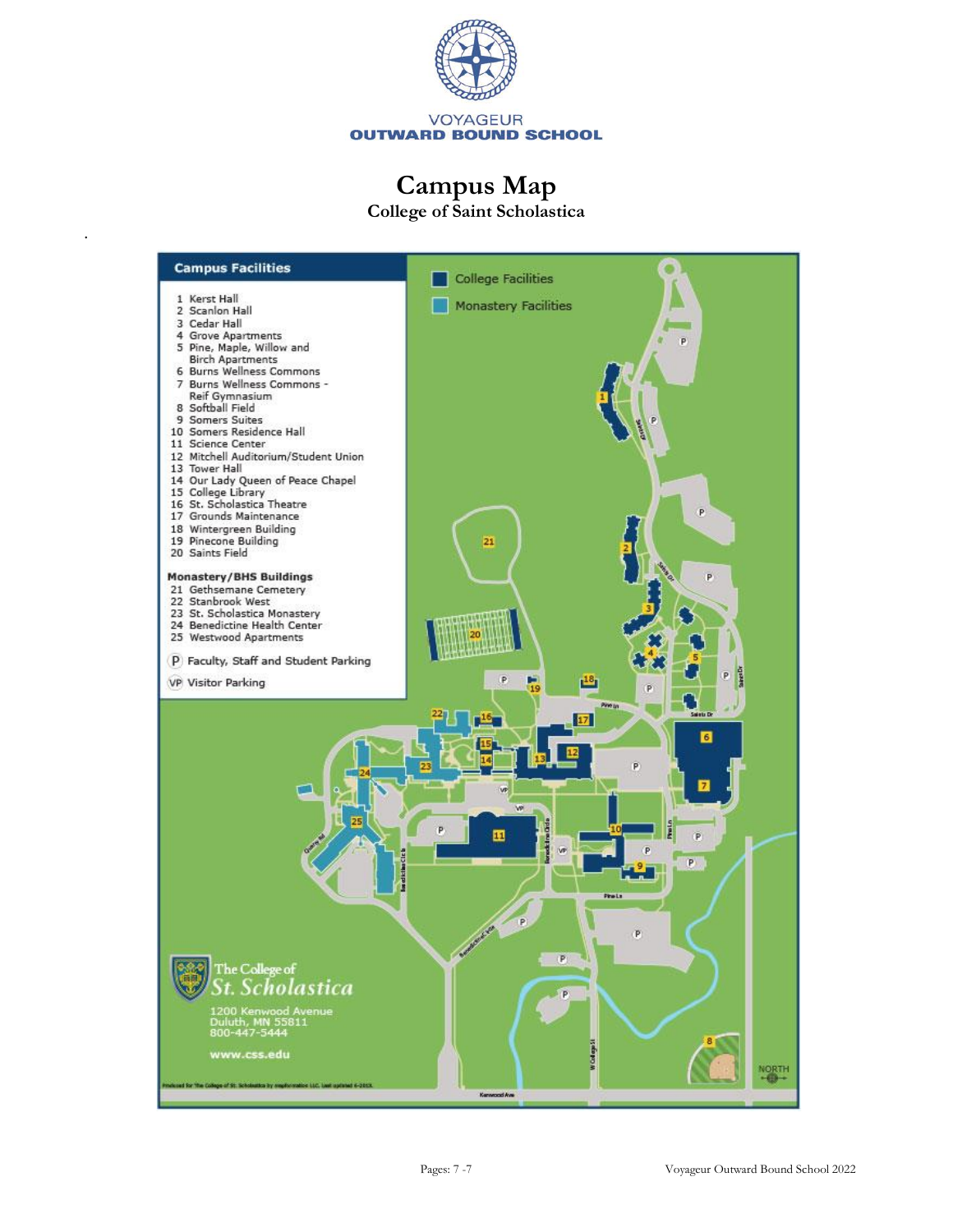VOYAGEUR
**OUTWARD BOUND SCHOOL**

# Campus Map
## College of Saint Scholastica

**Campus Facilities**

1 Kerst Hall
2 Scanlon Hall
3 Cedar Hall
4 Grove Apartments
5 Pine, Maple, Willow and Birch Apartments
6 Burns Wellness Commons
7 Burns Wellness Commons - Reif Gymnasium
8 Softball Field
9 Somers Suites
10 Somers Residence Hall
11 Science Center
12 Mitchell Auditorium/Student Union
13 Tower Hall
14 Our Lady Queen of Peace Chapel
15 College Library
16 St. Scholastica Theatre
17 Grounds Maintenance
18 Wintergreen Building
19 Pinecone Building
20 Saints Field

**Monastery/BHS Buildings**

21 Gethsemane Cemetery
22 Stanbrook West
23 St. Scholastica Monastery
24 Benedictine Health Center
25 Westwood Apartments

P Faculty, Staff and Student Parking

VP Visitor Parking

College Facilities

Monastery Facilities

The College of St. Scholastica
1200 Kenwood Avenue
Duluth, MN 55811
800-447-5444

www.css.edu

NORTH